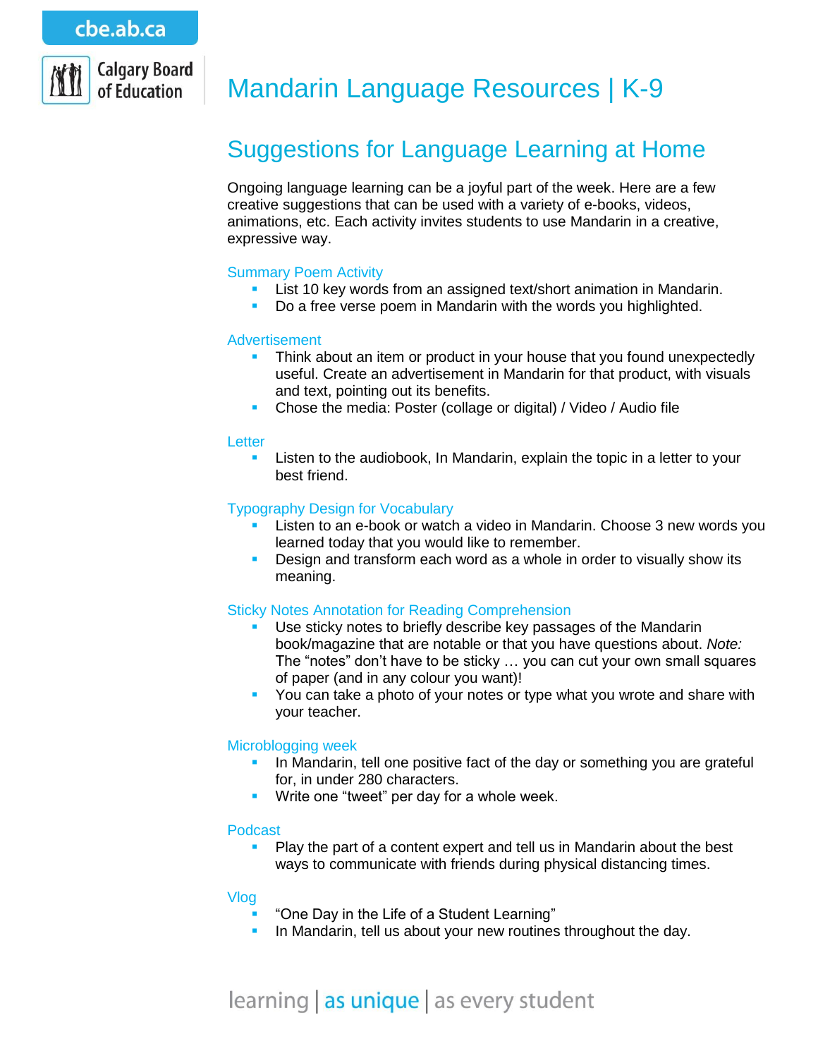# Mandarin Language Resources | K-9

## Suggestions for Language Learning at Home

Ongoing language learning can be a joyful part of the week. Here are a few creative suggestions that can be used with a variety of e-books, videos, animations, etc. Each activity invites students to use Mandarin in a creative, expressive way.

### Summary Poem Activity

- List 10 key words from an assigned text/short animation in Mandarin.
- Do a free verse poem in Mandarin with the words you highlighted.

### Advertisement

- Think about an item or product in your house that you found unexpectedly useful. Create an advertisement in Mandarin for that product, with visuals and text, pointing out its benefits.
- Chose the media: Poster (collage or digital) / Video / Audio file

### Letter

- Listen to the audiobook, In Mandarin, explain the topic in a letter to your best friend.

### Typography Design for Vocabulary

- Listen to an e-book or watch a video in Mandarin. Choose 3 new words you learned today that you would like to remember.
- Design and transform each word as a whole in order to visually show its meaning.

### Sticky Notes Annotation for Reading Comprehension

- Use sticky notes to briefly describe key passages of the Mandarin book/magazine that are notable or that you have questions about. *Note:* The "notes" don't have to be sticky … you can cut your own small squares of paper (and in any colour you want)!
- You can take a photo of your notes or type what you wrote and share with your teacher.

### Microblogging week

- In Mandarin, tell one positive fact of the day or something you are grateful for, in under 280 characters.
- Write one "tweet" per day for a whole week.

### Podcast

- Play the part of a content expert and tell us in Mandarin about the best ways to communicate with friends during physical distancing times.

### Vlog

- "One Day in the Life of a Student Learning"
- In Mandarin, tell us about your new routines throughout the day.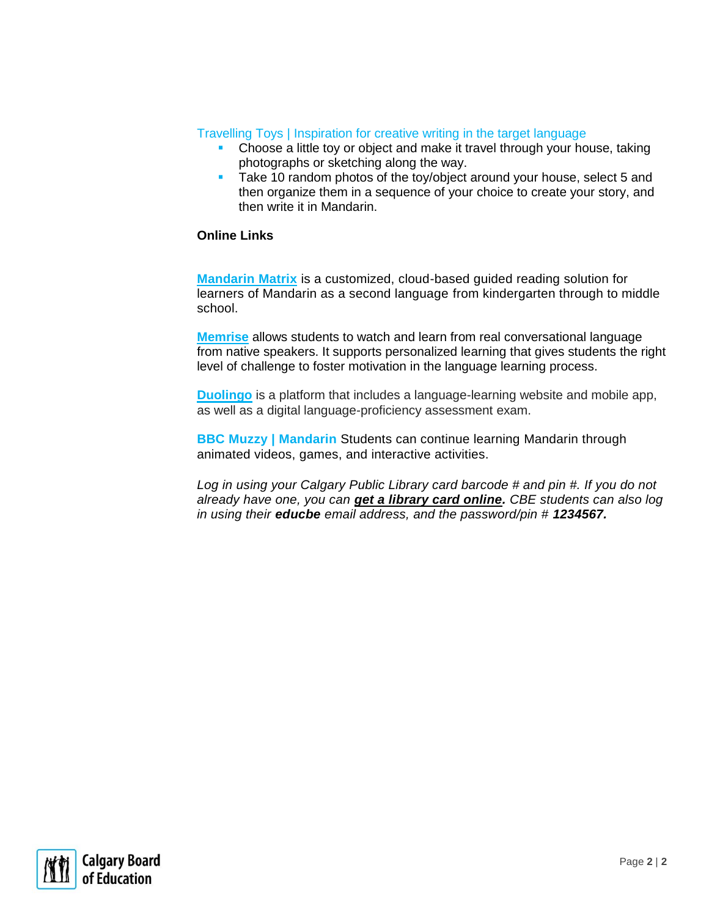Travelling Toys | Inspiration for creative writing in the target language

- Choose a little toy or object and make it travel through your house, taking photographs or sketching along the way.
- Take 10 random photos of the toy/object around your house, select 5 and then organize them in a sequence of your choice to create your story, and then write it in Mandarin.

**Online Links**

**Mandarin Matrix** is a customized, cloud-based guided reading solution for learners of Mandarin as a second language from kindergarten through to middle school.

**Memrise** allows students to watch and learn from real conversational language from native speakers. It supports personalized learning that gives students the right level of challenge to foster motivation in the language learning process.

**Duolingo** is a platform that includes a language-learning website and mobile app, as well as a digital language-proficiency assessment exam.

**BBC Muzzy | Mandarin** Students can continue learning Mandarin through animated videos, games, and interactive activities.

*Log in using your Calgary Public Library card barcode # and pin #. If you do not already have one, you can* ***get a library card online****. CBE students can also log in using their* ***educbe*** *email address, and the password/pin #* ***1234567.***